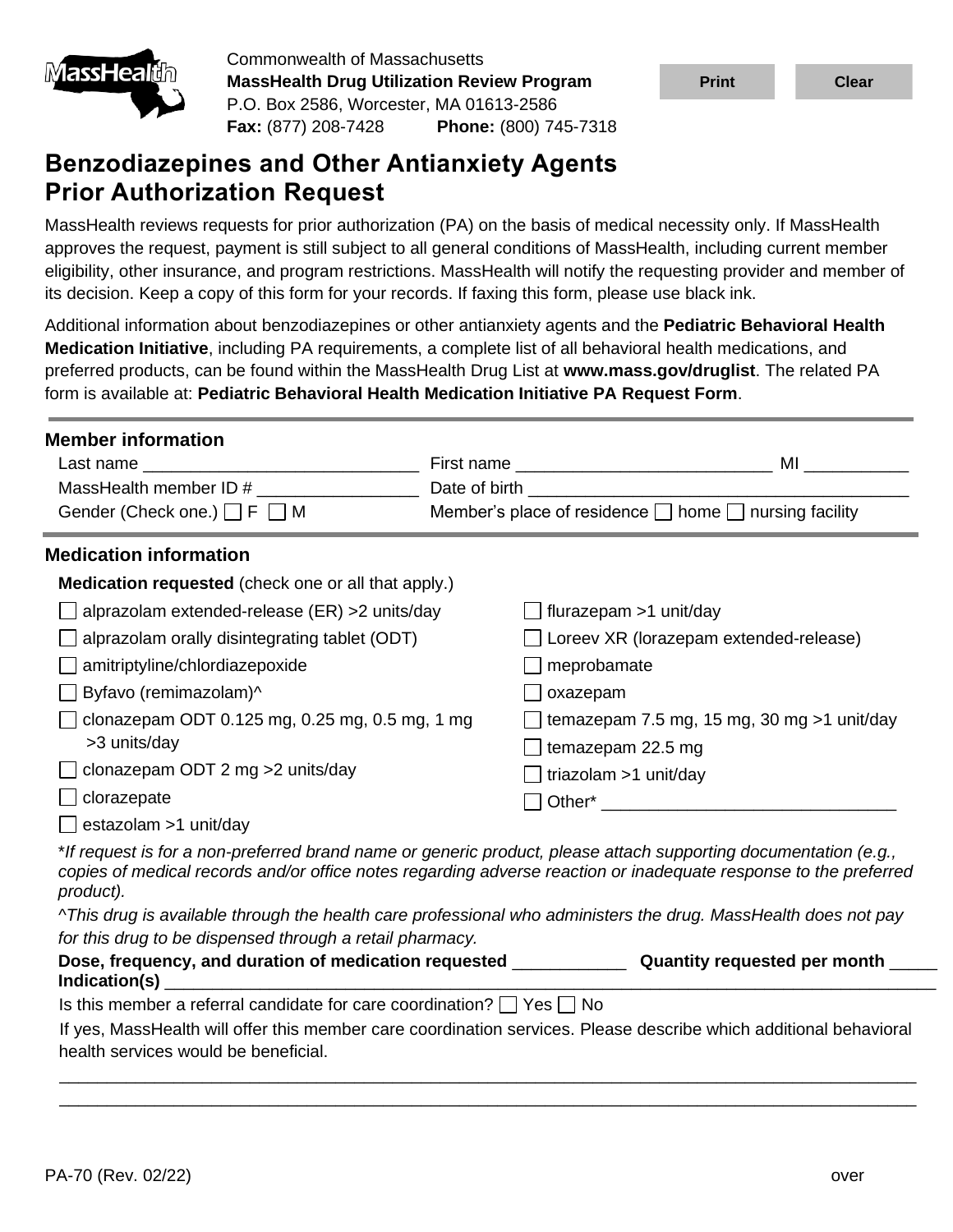Commonwealth of Massachusetts
**MassHealth Drug Utilization Review Program**
P.O. Box 2586, Worcester, MA 01613-2586
**Fax:** (877) 208-7428 **Phone:** (800) 745-7318

# Benzodiazepines and Other Antianxiety Agents Prior Authorization Request

MassHealth reviews requests for prior authorization (PA) on the basis of medical necessity only. If MassHealth approves the request, payment is still subject to all general conditions of MassHealth, including current member eligibility, other insurance, and program restrictions. MassHealth will notify the requesting provider and member of its decision. Keep a copy of this form for your records. If faxing this form, please use black ink.

Additional information about benzodiazepines or other antianxiety agents and the **Pediatric Behavioral Health Medication Initiative**, including PA requirements, a complete list of all behavioral health medications, and preferred products, can be found within the MassHealth Drug List at **www.mass.gov/druglist**. The related PA form is available at: **Pediatric Behavioral Health Medication Initiative PA Request Form**.

## Member information

Last name ____________________________ First name __________________________ MI __________

MassHealth member ID # ________________ Date of birth ______________________________________

Gender (Check one.) ☐ F ☐ M Member's place of residence ☐ home ☐ nursing facility

## Medication information

**Medication requested** (check one or all that apply.)

- ☐ alprazolam extended-release (ER) >2 units/day
- ☐ alprazolam orally disintegrating tablet (ODT)
- ☐ amitriptyline/chlordiazepoxide
- ☐ Byfavo (remimazolam)^
- ☐ clonazepam ODT 0.125 mg, 0.25 mg, 0.5 mg, 1 mg >3 units/day
- ☐ clonazepam ODT 2 mg >2 units/day
- ☐ clorazepate
- ☐ estazolam >1 unit/day
- ☐ flurazepam >1 unit/day
- ☐ Loreev XR (lorazepam extended-release)
- ☐ meprobamate
- ☐ oxazepam
- ☐ temazepam 7.5 mg, 15 mg, 30 mg >1 unit/day
- ☐ temazepam 22.5 mg
- ☐ triazolam >1 unit/day
- ☐ Other* ______________________________

\**If request is for a non-preferred brand name or generic product, please attach supporting documentation (e.g., copies of medical records and/or office notes regarding adverse reaction or inadequate response to the preferred product).*

^*This drug is available through the health care professional who administers the drug. MassHealth does not pay for this drug to be dispensed through a retail pharmacy.*

**Dose, frequency, and duration of medication requested** ___________ **Quantity requested per month** _____

**Indication(s)** ______________________________________________________________________________

Is this member a referral candidate for care coordination? ☐ Yes ☐ No

If yes, MassHealth will offer this member care coordination services. Please describe which additional behavioral health services would be beneficial.

______________________________________________________________________________________________

______________________________________________________________________________________________

PA-70 (Rev. 02/22)

over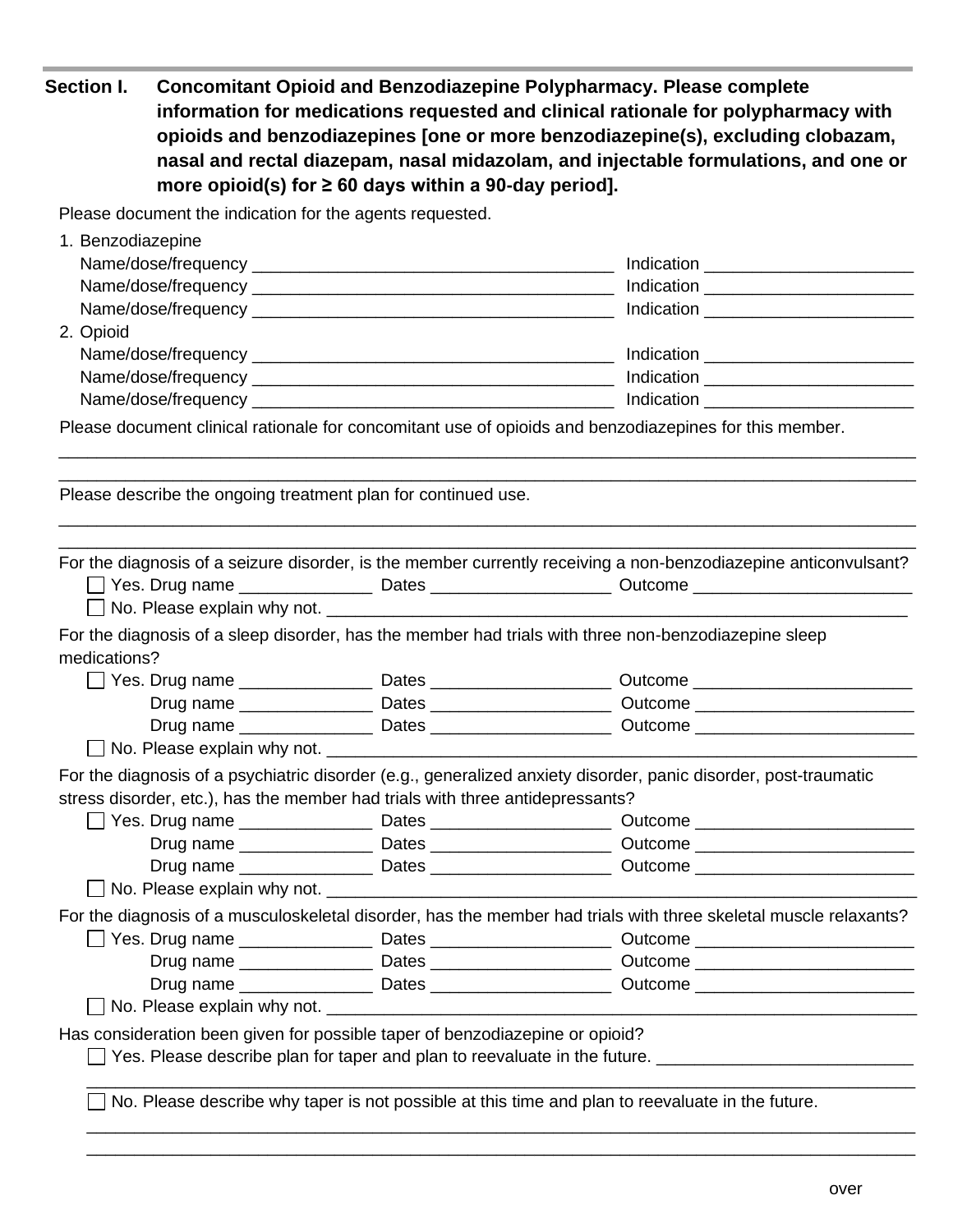## Section I. Concomitant Opioid and Benzodiazepine Polypharmacy. Please complete information for medications requested and clinical rationale for polypharmacy with opioids and benzodiazepines [one or more benzodiazepine(s), excluding clobazam, nasal and rectal diazepam, nasal midazolam, and injectable formulations, and one or more opioid(s) for ≥ 60 days within a 90-day period].

Please document the indication for the agents requested.

1. Benzodiazepine
   Name/dose/frequency ________________________________________ Indication ______________________
   Name/dose/frequency ________________________________________ Indication ______________________
   Name/dose/frequency ________________________________________ Indication ______________________
2. Opioid
   Name/dose/frequency ________________________________________ Indication ______________________
   Name/dose/frequency ________________________________________ Indication ______________________
   Name/dose/frequency ________________________________________ Indication ______________________

Please document clinical rationale for concomitant use of opioids and benzodiazepines for this member.

_____________________________________________________________________________________________

_____________________________________________________________________________________________

Please describe the ongoing treatment plan for continued use.

_____________________________________________________________________________________________

_____________________________________________________________________________________________

For the diagnosis of a seizure disorder, is the member currently receiving a non-benzodiazepine anticonvulsant?

- ☐ Yes. Drug name ______________ Dates ___________________ Outcome _______________________
- ☐ No. Please explain why not. ______________________________________________________________

For the diagnosis of a sleep disorder, has the member had trials with three non-benzodiazepine sleep medications?

- ☐ Yes. Drug name ______________ Dates ___________________ Outcome _______________________
  Drug name ______________ Dates ___________________ Outcome _______________________
  Drug name ______________ Dates ___________________ Outcome _______________________
- ☐ No. Please explain why not. ______________________________________________________________

For the diagnosis of a psychiatric disorder (e.g., generalized anxiety disorder, panic disorder, post-traumatic stress disorder, etc.), has the member had trials with three antidepressants?

- ☐ Yes. Drug name ______________ Dates ___________________ Outcome _______________________
  Drug name ______________ Dates ___________________ Outcome _______________________
  Drug name ______________ Dates ___________________ Outcome _______________________
- ☐ No. Please explain why not. ______________________________________________________________

For the diagnosis of a musculoskeletal disorder, has the member had trials with three skeletal muscle relaxants?

- ☐ Yes. Drug name ______________ Dates ___________________ Outcome _______________________
  Drug name ______________ Dates ___________________ Outcome _______________________
  Drug name ______________ Dates ___________________ Outcome _______________________
- ☐ No. Please explain why not. ______________________________________________________________

Has consideration been given for possible taper of benzodiazepine or opioid?

- ☐ Yes. Please describe plan for taper and plan to reevaluate in the future. ___________________________
  _____________________________________________________________________________________________
- ☐ No. Please describe why taper is not possible at this time and plan to reevaluate in the future.
  _____________________________________________________________________________________________
  _____________________________________________________________________________________________

over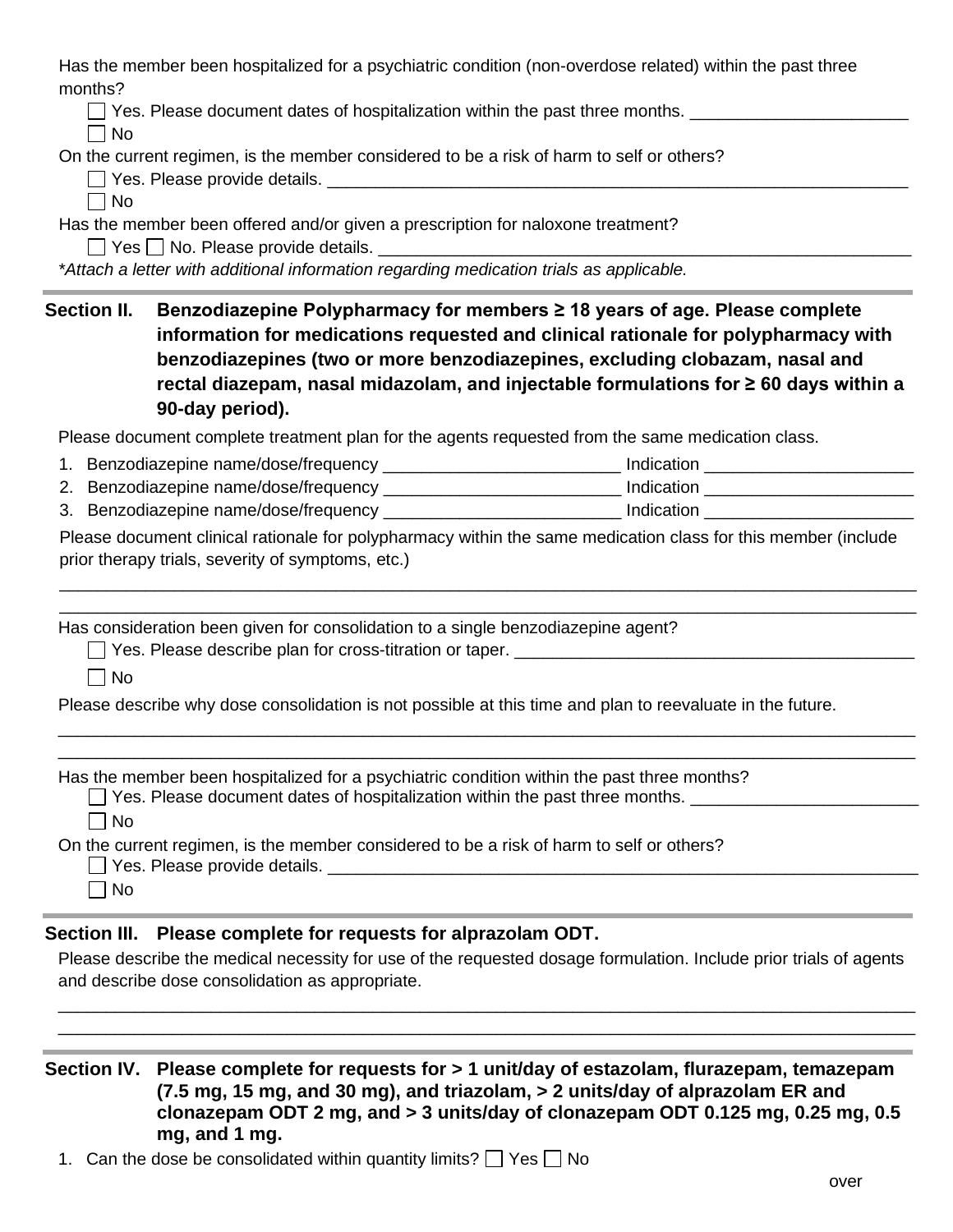Has the member been hospitalized for a psychiatric condition (non-overdose related) within the past three months?

☐ Yes. Please document dates of hospitalization within the past three months. _______________________

☐ No

On the current regimen, is the member considered to be a risk of harm to self or others?

☐ Yes. Please provide details. _______________________________________________________________

☐ No

Has the member been offered and/or given a prescription for naloxone treatment?

☐ Yes ☐ No. Please provide details. ____________________________________________________________

*\*Attach a letter with additional information regarding medication trials as applicable.*

---

## Section II. Benzodiazepine Polypharmacy for members ≥ 18 years of age. Please complete information for medications requested and clinical rationale for polypharmacy with benzodiazepines (two or more benzodiazepines, excluding clobazam, nasal and rectal diazepam, nasal midazolam, and injectable formulations for ≥ 60 days within a 90-day period).

Please document complete treatment plan for the agents requested from the same medication class.

1. Benzodiazepine name/dose/frequency _________________________ Indication ______________________
2. Benzodiazepine name/dose/frequency _________________________ Indication ______________________
3. Benzodiazepine name/dose/frequency _________________________ Indication ______________________

Please document clinical rationale for polypharmacy within the same medication class for this member (include prior therapy trials, severity of symptoms, etc.)

_____________________________________________________________________________________________

_____________________________________________________________________________________________

Has consideration been given for consolidation to a single benzodiazepine agent?

☐ Yes. Please describe plan for cross-titration or taper. ____________________________________________

☐ No

Please describe why dose consolidation is not possible at this time and plan to reevaluate in the future.

_____________________________________________________________________________________________

_____________________________________________________________________________________________

Has the member been hospitalized for a psychiatric condition within the past three months?

☐ Yes. Please document dates of hospitalization within the past three months. ________________________

☐ No

On the current regimen, is the member considered to be a risk of harm to self or others?

☐ Yes. Please provide details. _________________________________________________________________

☐ No

---

## Section III. Please complete for requests for alprazolam ODT.

Please describe the medical necessity for use of the requested dosage formulation. Include prior trials of agents and describe dose consolidation as appropriate.

_____________________________________________________________________________________________

_____________________________________________________________________________________________

---

## Section IV. Please complete for requests for > 1 unit/day of estazolam, flurazepam, temazepam (7.5 mg, 15 mg, and 30 mg), and triazolam, > 2 units/day of alprazolam ER and clonazepam ODT 2 mg, and > 3 units/day of clonazepam ODT 0.125 mg, 0.25 mg, 0.5 mg, and 1 mg.

1. Can the dose be consolidated within quantity limits? ☐ Yes ☐ No

over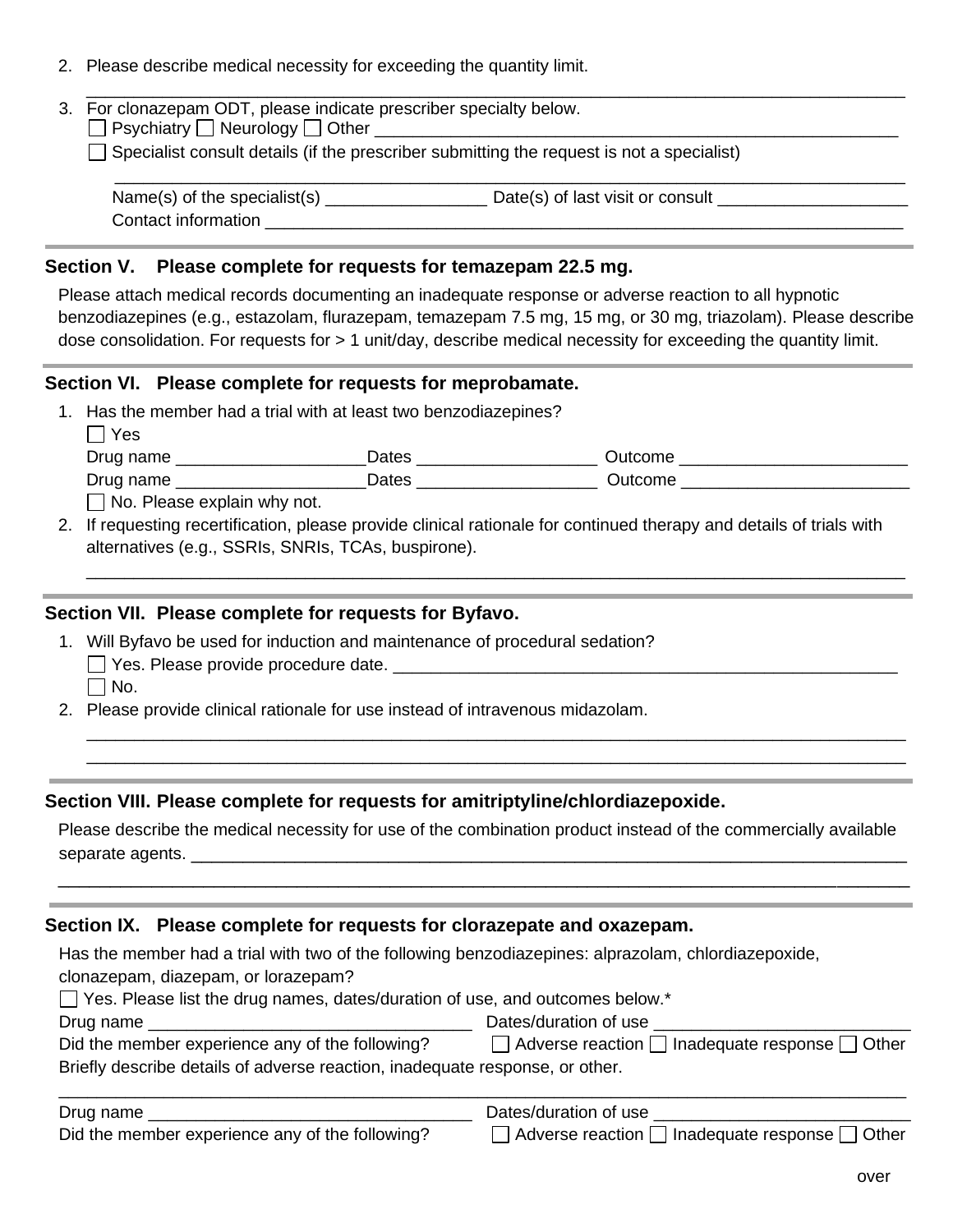2. Please describe medical necessity for exceeding the quantity limit.

   ______________________________________________________________________________________

3. For clonazepam ODT, please indicate prescriber specialty below.

   ☐ Psychiatry ☐ Neurology ☐ Other ______________________________________________________

   ☐ Specialist consult details (if the prescriber submitting the request is not a specialist)

   ______________________________________________________________________________________

   Name(s) of the specialist(s) _________________ Date(s) of last visit or consult ____________________

   Contact information ______________________________________________________________________

## Section V. Please complete for requests for temazepam 22.5 mg.

Please attach medical records documenting an inadequate response or adverse reaction to all hypnotic benzodiazepines (e.g., estazolam, flurazepam, temazepam 7.5 mg, 15 mg, or 30 mg, triazolam). Please describe dose consolidation. For requests for > 1 unit/day, describe medical necessity for exceeding the quantity limit.

## Section VI. Please complete for requests for meprobamate.

1. Has the member had a trial with at least two benzodiazepines?

   ☐ Yes

   Drug name ____________________Dates ___________________ Outcome ________________________

   Drug name ____________________Dates ___________________ Outcome ________________________

   ☐ No. Please explain why not.

2. If requesting recertification, please provide clinical rationale for continued therapy and details of trials with alternatives (e.g., SSRIs, SNRIs, TCAs, buspirone).

   ______________________________________________________________________________________

## Section VII. Please complete for requests for Byfavo.

1. Will Byfavo be used for induction and maintenance of procedural sedation?

   ☐ Yes. Please provide procedure date. ______________________________________________________

   ☐ No.

2. Please provide clinical rationale for use instead of intravenous midazolam.

   ______________________________________________________________________________________

   ______________________________________________________________________________________

## Section VIII. Please complete for requests for amitriptyline/chlordiazepoxide.

Please describe the medical necessity for use of the combination product instead of the commercially available separate agents. ____________________________________________________________________________

______________________________________________________________________________________

## Section IX. Please complete for requests for clorazepate and oxazepam.

Has the member had a trial with two of the following benzodiazepines: alprazolam, chlordiazepoxide, clonazepam, diazepam, or lorazepam?

☐ Yes. Please list the drug names, dates/duration of use, and outcomes below.*

Drug name __________________________________ Dates/duration of use ___________________________

Did the member experience any of the following? ☐ Adverse reaction ☐ Inadequate response ☐ Other

Briefly describe details of adverse reaction, inadequate response, or other.

______________________________________________________________________________________

Drug name __________________________________ Dates/duration of use ___________________________

Did the member experience any of the following? ☐ Adverse reaction ☐ Inadequate response ☐ Other

over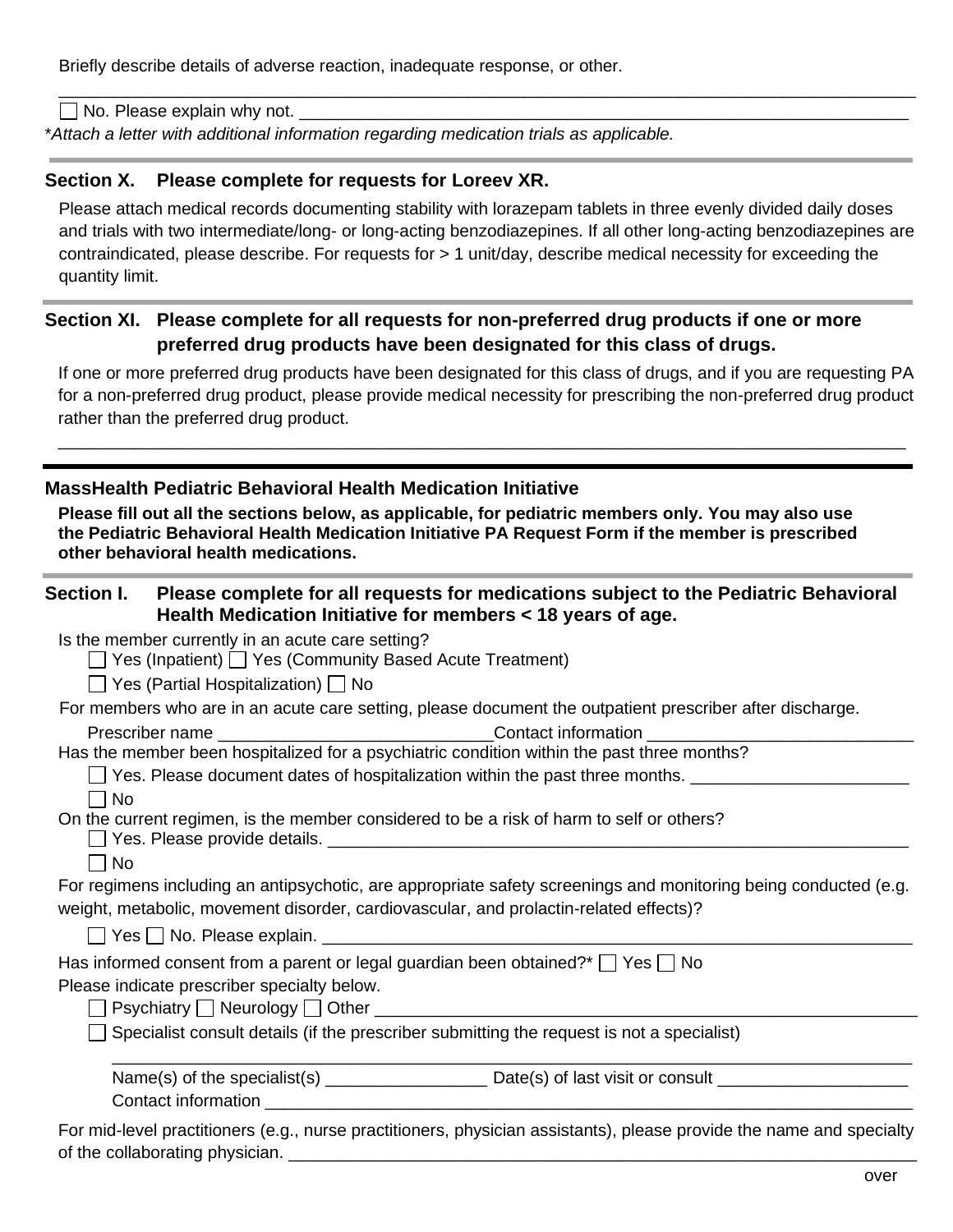Briefly describe details of adverse reaction, inadequate response, or other.

______________________________________________________________________________

☐ No. Please explain why not. ____________________________________________________________

*Attach a letter with additional information regarding medication trials as applicable.*

### Section X. Please complete for requests for Loreev XR.

Please attach medical records documenting stability with lorazepam tablets in three evenly divided daily doses and trials with two intermediate/long- or long-acting benzodiazepines. If all other long-acting benzodiazepines are contraindicated, please describe. For requests for > 1 unit/day, describe medical necessity for exceeding the quantity limit.

### Section XI. Please complete for all requests for non-preferred drug products if one or more preferred drug products have been designated for this class of drugs.

If one or more preferred drug products have been designated for this class of drugs, and if you are requesting PA for a non-preferred drug product, please provide medical necessity for prescribing the non-preferred drug product rather than the preferred drug product.

______________________________________________________________________________

## MassHealth Pediatric Behavioral Health Medication Initiative

**Please fill out all the sections below, as applicable, for pediatric members only. You may also use the Pediatric Behavioral Health Medication Initiative PA Request Form if the member is prescribed other behavioral health medications.**

### Section I. Please complete for all requests for medications subject to the Pediatric Behavioral Health Medication Initiative for members < 18 years of age.

Is the member currently in an acute care setting?

☐ Yes (Inpatient) ☐ Yes (Community Based Acute Treatment)

☐ Yes (Partial Hospitalization) ☐ No

For members who are in an acute care setting, please document the outpatient prescriber after discharge.

Prescriber name ____________________________ Contact information ____________________________

Has the member been hospitalized for a psychiatric condition within the past three months?

☐ Yes. Please document dates of hospitalization within the past three months. _______________________

☐ No

On the current regimen, is the member considered to be a risk of harm to self or others?

☐ Yes. Please provide details. _________________________________________________________________

☐ No

For regimens including an antipsychotic, are appropriate safety screenings and monitoring being conducted (e.g. weight, metabolic, movement disorder, cardiovascular, and prolactin-related effects)?

☐ Yes ☐ No. Please explain. ____________________________________________________________

Has informed consent from a parent or legal guardian been obtained?* ☐ Yes ☐ No

Please indicate prescriber specialty below.

☐ Psychiatry ☐ Neurology ☐ Other ________________________________________________________

☐ Specialist consult details (if the prescriber submitting the request is not a specialist)

______________________________________________________________________________

Name(s) of the specialist(s) _________________ Date(s) of last visit or consult ____________________

Contact information ______________________________________________________________________

For mid-level practitioners (e.g., nurse practitioners, physician assistants), please provide the name and specialty of the collaborating physician. ____________________________________________________________

over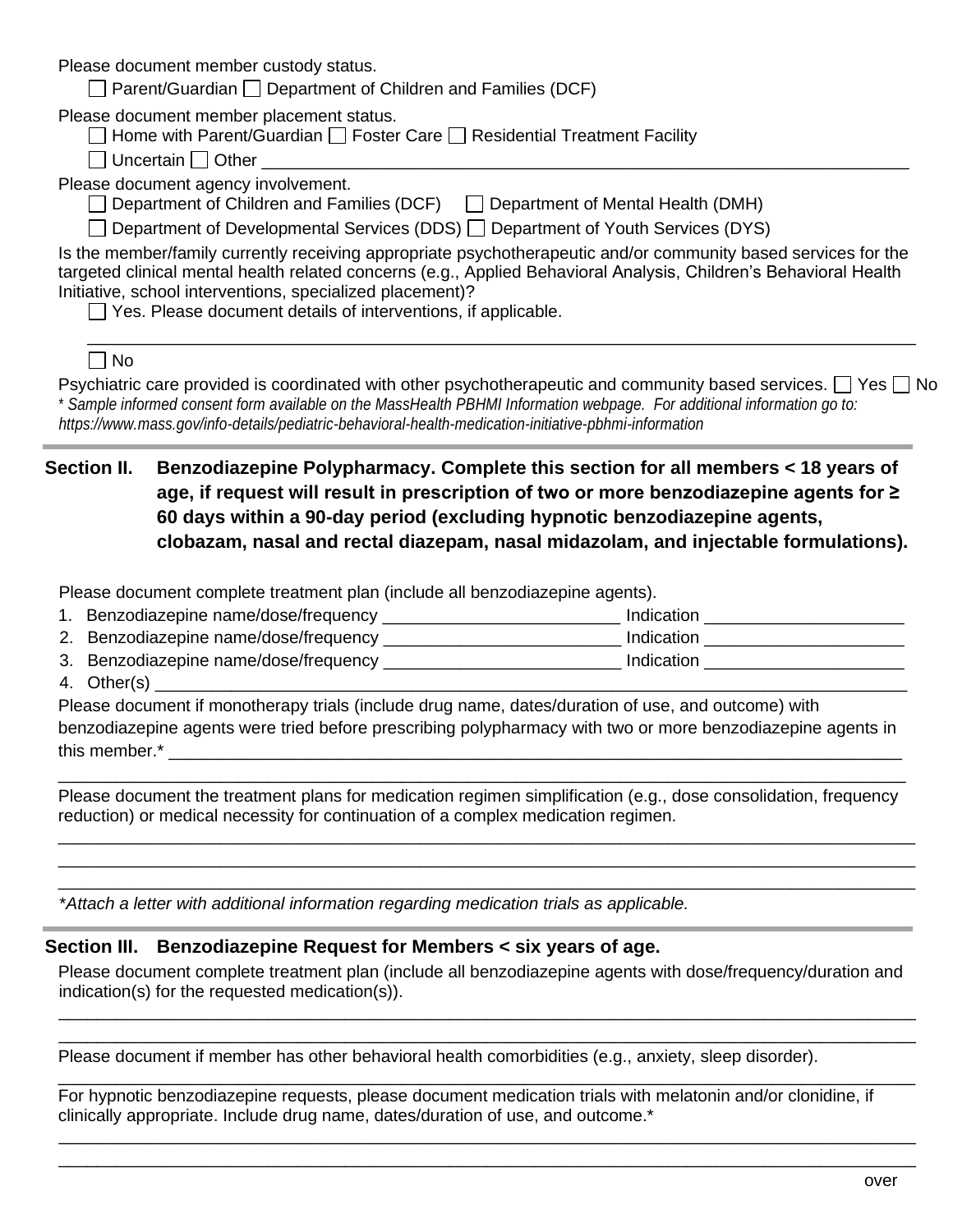Please document member custody status.

☐ Parent/Guardian ☐ Department of Children and Families (DCF)

Please document member placement status.

☐ Home with Parent/Guardian ☐ Foster Care ☐ Residential Treatment Facility

☐ Uncertain ☐ Other ___________________________________________________________________

Please document agency involvement.

☐ Department of Children and Families (DCF) ☐ Department of Mental Health (DMH)

☐ Department of Developmental Services (DDS) ☐ Department of Youth Services (DYS)

Is the member/family currently receiving appropriate psychotherapeutic and/or community based services for the targeted clinical mental health related concerns (e.g., Applied Behavioral Analysis, Children's Behavioral Health Initiative, school interventions, specialized placement)?

☐ Yes. Please document details of interventions, if applicable.

_____________________________________________________________________________________

☐ No

Psychiatric care provided is coordinated with other psychotherapeutic and community based services. ☐ Yes ☐ No

*\* Sample informed consent form available on the MassHealth PBHMI Information webpage. For additional information go to: https://www.mass.gov/info-details/pediatric-behavioral-health-medication-initiative-pbhmi-information*

## Section II. Benzodiazepine Polypharmacy. Complete this section for all members < 18 years of age, if request will result in prescription of two or more benzodiazepine agents for ≥ 60 days within a 90-day period (excluding hypnotic benzodiazepine agents, clobazam, nasal and rectal diazepam, nasal midazolam, and injectable formulations).

Please document complete treatment plan (include all benzodiazepine agents).

1. Benzodiazepine name/dose/frequency _________________________ Indication ____________________
2. Benzodiazepine name/dose/frequency _________________________ Indication ____________________
3. Benzodiazepine name/dose/frequency _________________________ Indication ____________________
4. Other(s) ___________________________________________________________________________

Please document if monotherapy trials (include drug name, dates/duration of use, and outcome) with benzodiazepine agents were tried before prescribing polypharmacy with two or more benzodiazepine agents in this member.* ______________________________________________________________________

_____________________________________________________________________________________

Please document the treatment plans for medication regimen simplification (e.g., dose consolidation, frequency reduction) or medical necessity for continuation of a complex medication regimen.

_____________________________________________________________________________________

_____________________________________________________________________________________

_____________________________________________________________________________________

*\*Attach a letter with additional information regarding medication trials as applicable.*

## Section III. Benzodiazepine Request for Members < six years of age.

Please document complete treatment plan (include all benzodiazepine agents with dose/frequency/duration and indication(s) for the requested medication(s)).

_____________________________________________________________________________________

_____________________________________________________________________________________

Please document if member has other behavioral health comorbidities (e.g., anxiety, sleep disorder).

_____________________________________________________________________________________

For hypnotic benzodiazepine requests, please document medication trials with melatonin and/or clonidine, if clinically appropriate. Include drug name, dates/duration of use, and outcome.*

_____________________________________________________________________________________

_____________________________________________________________________________________

over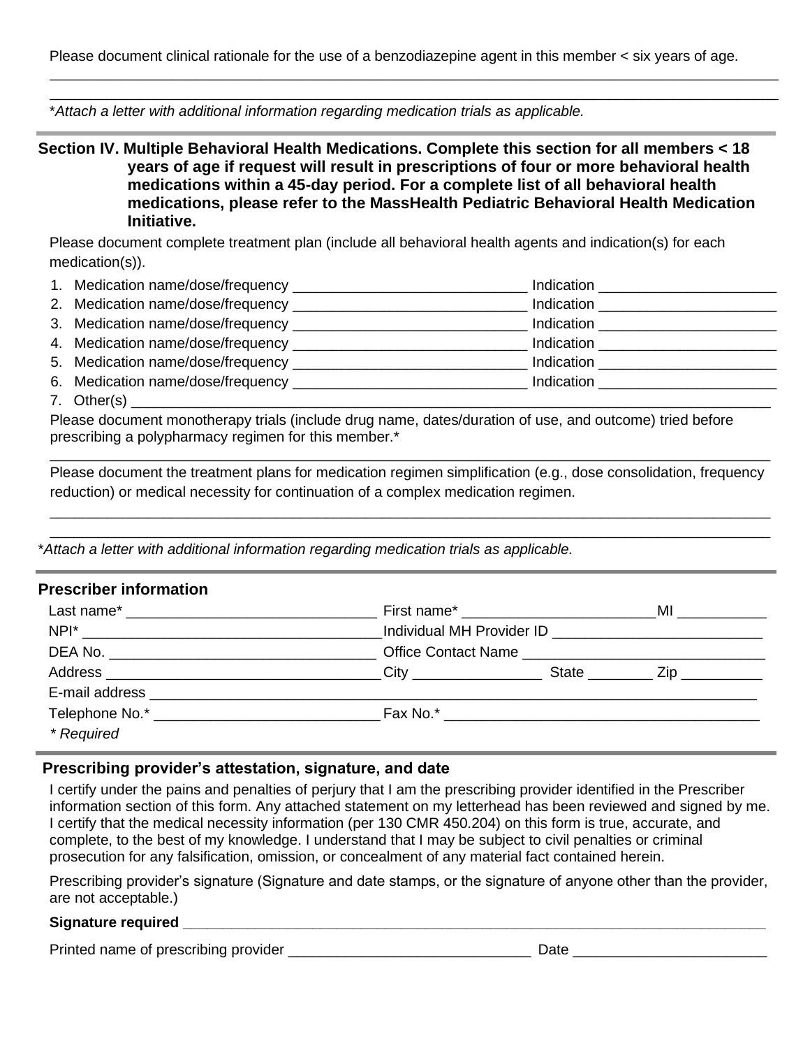Please document clinical rationale for the use of a benzodiazepine agent in this member < six years of age.

_______________________________________________________________________________________________

_______________________________________________________________________________________________

*Attach a letter with additional information regarding medication trials as applicable.*

## Section IV. Multiple Behavioral Health Medications. Complete this section for all members < 18 years of age if request will result in prescriptions of four or more behavioral health medications within a 45-day period. For a complete list of all behavioral health medications, please refer to the MassHealth Pediatric Behavioral Health Medication Initiative.

Please document complete treatment plan (include all behavioral health agents and indication(s) for each medication(s)).

1. Medication name/dose/frequency ______________________________ Indication ______________________
2. Medication name/dose/frequency ______________________________ Indication ______________________
3. Medication name/dose/frequency ______________________________ Indication ______________________
4. Medication name/dose/frequency ______________________________ Indication ______________________
5. Medication name/dose/frequency ______________________________ Indication ______________________
6. Medication name/dose/frequency ______________________________ Indication ______________________
7. Other(s) ___________________________________________________________________________

Please document monotherapy trials (include drug name, dates/duration of use, and outcome) tried before prescribing a polypharmacy regimen for this member.*

_______________________________________________________________________________________________

Please document the treatment plans for medication regimen simplification (e.g., dose consolidation, frequency reduction) or medical necessity for continuation of a complex medication regimen.

_______________________________________________________________________________________________

_______________________________________________________________________________________________

*Attach a letter with additional information regarding medication trials as applicable.*

## Prescriber information

Last name* _______________________________ First name* ________________________ MI ___________

NPI* _____________________________________ Individual MH Provider ID __________________________

DEA No. _________________________________ Office Contact Name ______________________________

Address __________________________________ City ________________ State ________ Zip __________

E-mail address ____________________________________________________________________________

Telephone No.* ____________________________ Fax No.* ________________________________________

*\* Required*

## Prescribing provider's attestation, signature, and date

I certify under the pains and penalties of perjury that I am the prescribing provider identified in the Prescriber information section of this form. Any attached statement on my letterhead has been reviewed and signed by me. I certify that the medical necessity information (per 130 CMR 450.204) on this form is true, accurate, and complete, to the best of my knowledge. I understand that I may be subject to civil penalties or criminal prosecution for any falsification, omission, or concealment of any material fact contained herein.

Prescribing provider's signature (Signature and date stamps, or the signature of anyone other than the provider, are not acceptable.)

**Signature required** ___________________________________________________________________________

Printed name of prescribing provider ______________________________ Date ________________________